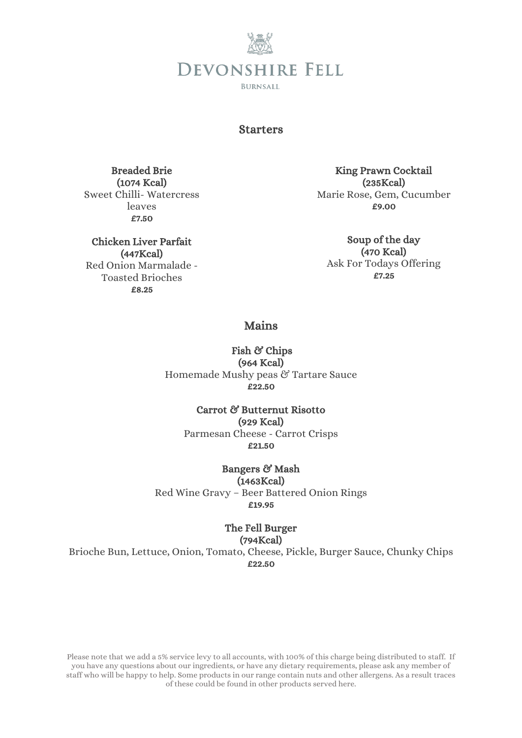# Devonshire Fell

Burnsall

## Starters

**Breaded Brie**
**(1074 Kcal)**
Sweet Chilli- Watercress leaves
**£7.50**

**Chicken Liver Parfait**
**(447Kcal)**
Red Onion Marmalade - Toasted Brioches
**£8.25**

**King Prawn Cocktail**
**(235Kcal)**
Marie Rose, Gem, Cucumber
**£9.00**

**Soup of the day**
**(470 Kcal)**
Ask For Todays Offering
**£7.25**

## Mains

**Fish & Chips**
**(964 Kcal)**
Homemade Mushy peas & Tartare Sauce
**£22.50**

**Carrot & Butternut Risotto**
**(929 Kcal)**
Parmesan Cheese - Carrot Crisps
**£21.50**

**Bangers & Mash**
**(1463Kcal)**
Red Wine Gravy – Beer Battered Onion Rings
**£19.95**

**The Fell Burger**
**(794Kcal)**
Brioche Bun, Lettuce, Onion, Tomato, Cheese, Pickle, Burger Sauce, Chunky Chips
**£22.50**

Please note that we add a 5% service levy to all accounts, with 100% of this charge being distributed to staff. If you have any questions about our ingredients, or have any dietary requirements, please ask any member of staff who will be happy to help. Some products in our range contain nuts and other allergens. As a result traces of these could be found in other products served here.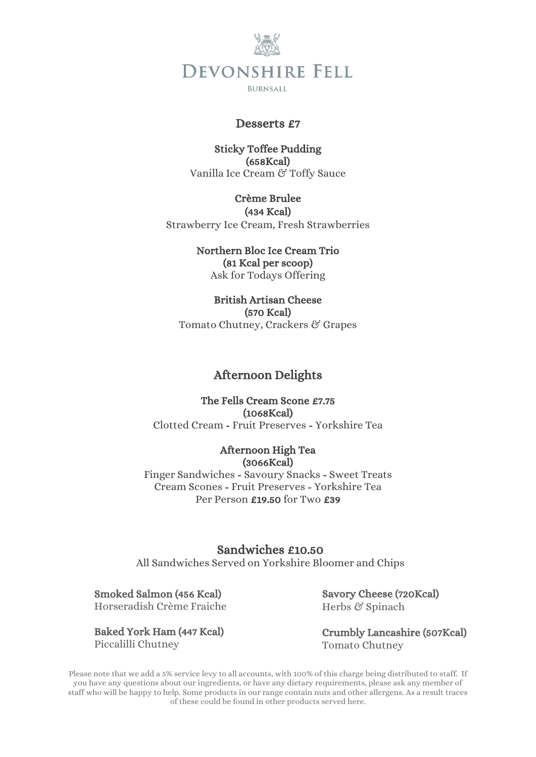# Devonshire Fell

Burnsall

## Desserts £7

**Sticky Toffee Pudding**
**(658Kcal)**
Vanilla Ice Cream & Toffy Sauce

**Crème Brulee**
**(434 Kcal)**
Strawberry Ice Cream, Fresh Strawberries

**Northern Bloc Ice Cream Trio**
**(81 Kcal per scoop)**
Ask for Todays Offering

**British Artisan Cheese**
**(570 Kcal)**
Tomato Chutney, Crackers & Grapes

## Afternoon Delights

**The Fells Cream Scone £7.75**
**(1068Kcal)**
Clotted Cream - Fruit Preserves - Yorkshire Tea

**Afternoon High Tea**
**(3066Kcal)**
Finger Sandwiches - Savoury Snacks - Sweet Treats
Cream Scones - Fruit Preserves - Yorkshire Tea
Per Person **£19.50** for Two **£39**

## Sandwiches £10.50

All Sandwiches Served on Yorkshire Bloomer and Chips

**Smoked Salmon (456 Kcal)**
Horseradish Crème Fraiche

**Baked York Ham (447 Kcal)**
Piccalilli Chutney

**Savory Cheese (720Kcal)**
Herbs & Spinach

**Crumbly Lancashire (507Kcal)**
Tomato Chutney

Please note that we add a 5% service levy to all accounts, with 100% of this charge being distributed to staff. If you have any questions about our ingredients, or have any dietary requirements, please ask any member of staff who will be happy to help. Some products in our range contain nuts and other allergens. As a result traces of these could be found in other products served here.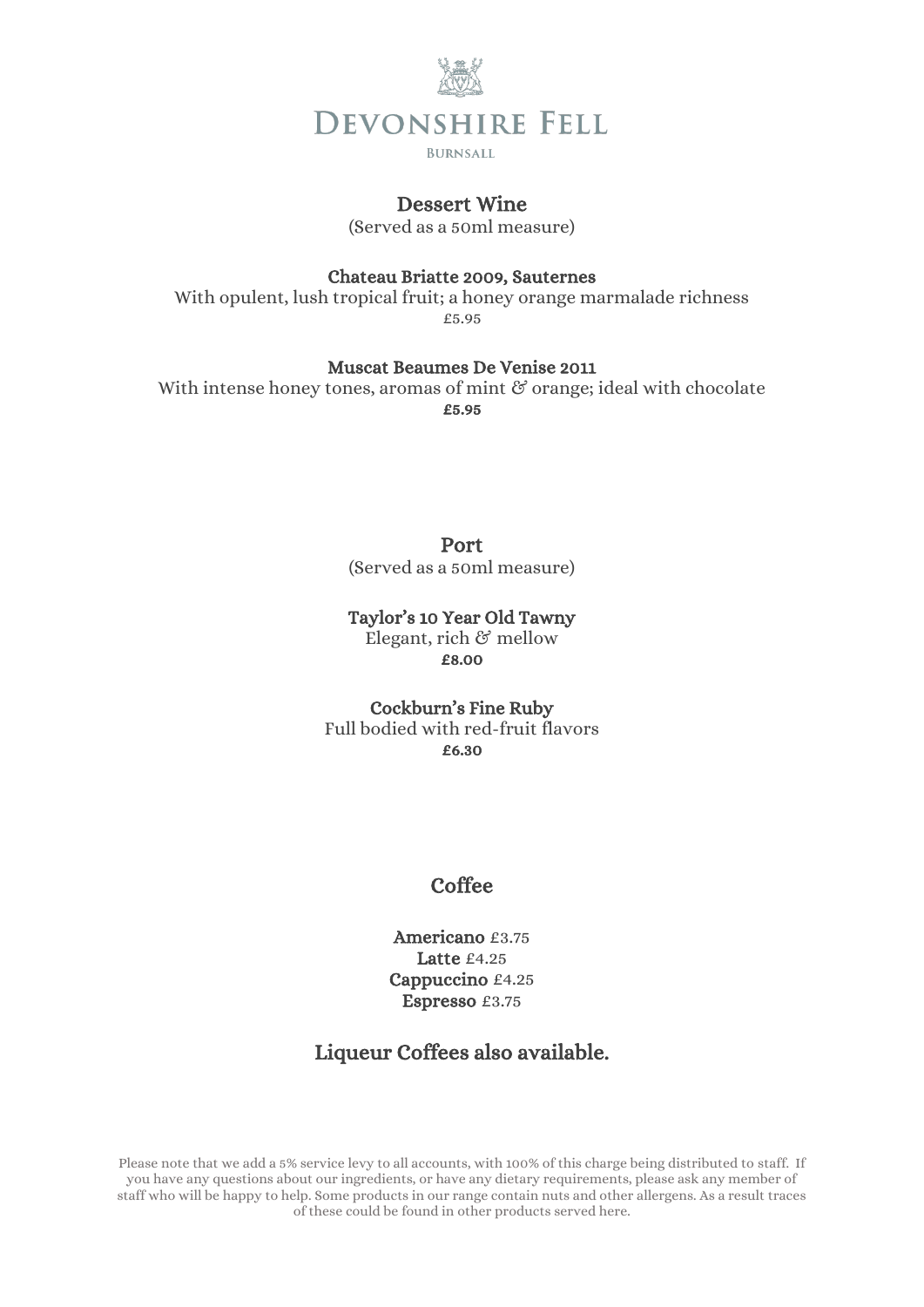# Devonshire Fell

Burnsall

## Dessert Wine

(Served as a 50ml measure)

### Chateau Briatte 2009, Sauternes

With opulent, lush tropical fruit; a honey orange marmalade richness

£5.95

### Muscat Beaumes De Venise 2011

With intense honey tones, aromas of mint & orange; ideal with chocolate

**£5.95**

## Port

(Served as a 50ml measure)

### Taylor's 10 Year Old Tawny

Elegant, rich & mellow

**£8.00**

### Cockburn's Fine Ruby

Full bodied with red-fruit flavors

**£6.30**

## Coffee

**Americano** £3.75

**Latte** £4.25

**Cappuccino** £4.25

**Espresso** £3.75

## Liqueur Coffees also available.

Please note that we add a 5% service levy to all accounts, with 100% of this charge being distributed to staff. If you have any questions about our ingredients, or have any dietary requirements, please ask any member of staff who will be happy to help. Some products in our range contain nuts and other allergens. As a result traces of these could be found in other products served here.